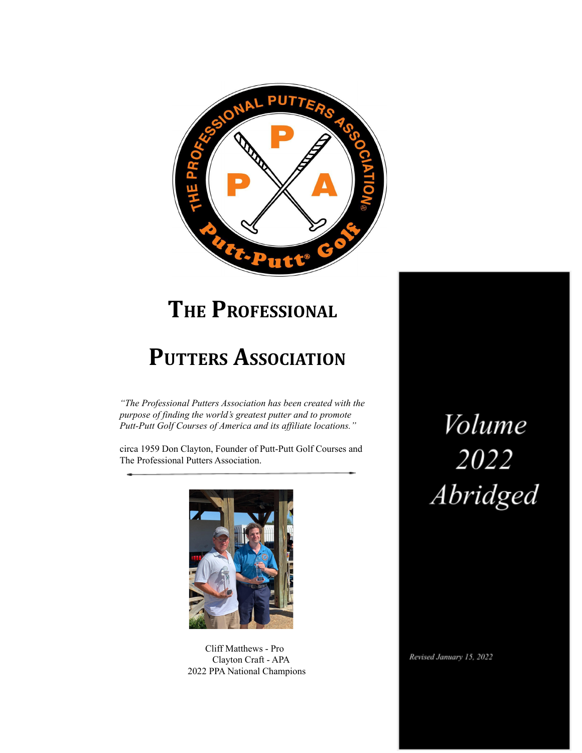# The Professional Putters Association

*"The Professional Putters Association has been created with the purpose of finding the world's greatest putter and to promote Putt-Putt Golf Courses of America and its affiliate locations."*

circa 1959 Don Clayton, Founder of Putt-Putt Golf Courses and The Professional Putters Association.

---

Cliff Matthews - Pro
Clayton Craft - APA
2022 PPA National Champions

*Volume 2022 Abridged*

*Revised January 15, 2022*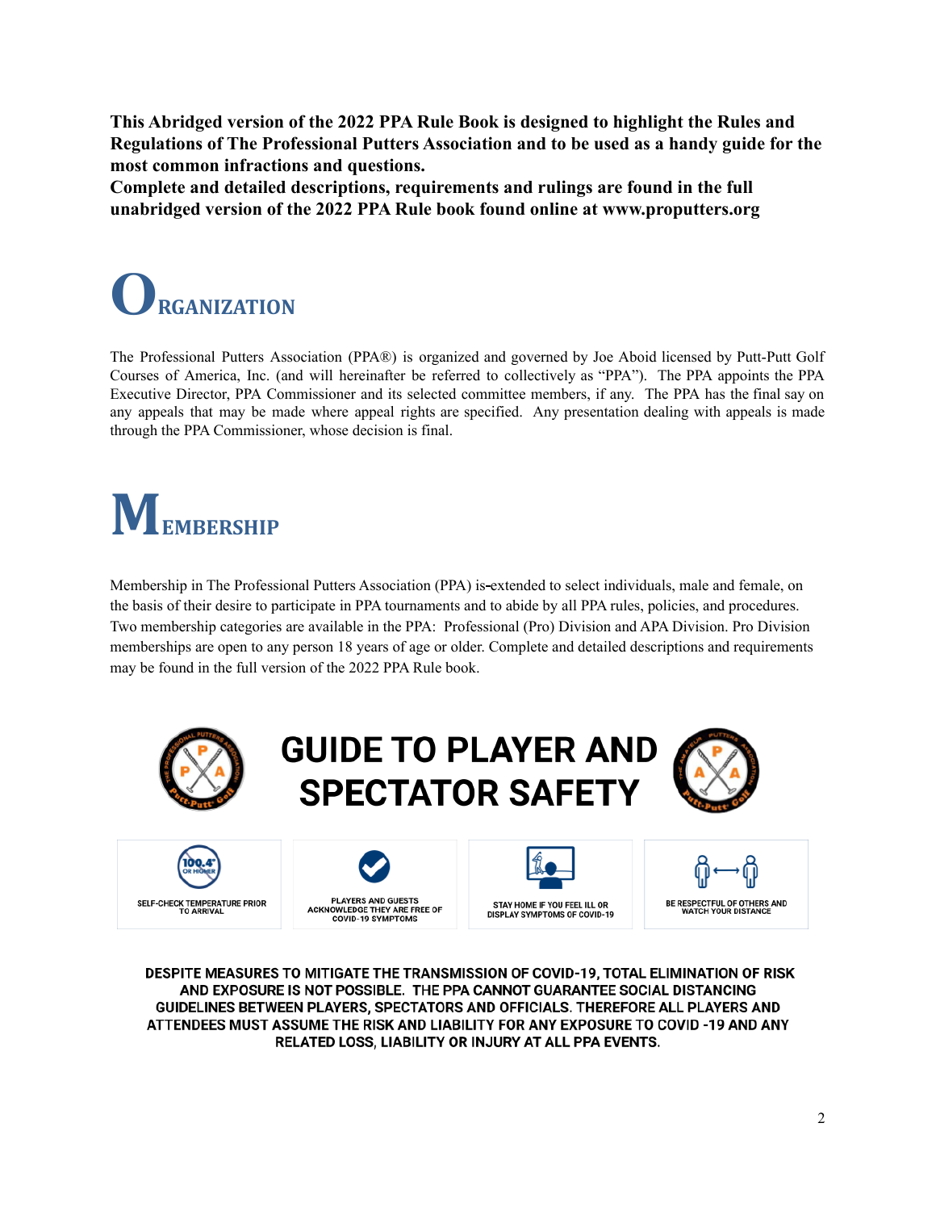**This Abridged version of the 2022 PPA Rule Book is designed to highlight the Rules and Regulations of The Professional Putters Association and to be used as a handy guide for the most common infractions and questions.**
**Complete and detailed descriptions, requirements and rulings are found in the full unabridged version of the 2022 PPA Rule book found online at www.proputters.org**

# ORGANIZATION

The Professional Putters Association (PPA®) is organized and governed by Joe Aboid licensed by Putt-Putt Golf Courses of America, Inc. (and will hereinafter be referred to collectively as "PPA"). The PPA appoints the PPA Executive Director, PPA Commissioner and its selected committee members, if any. The PPA has the final say on any appeals that may be made where appeal rights are specified. Any presentation dealing with appeals is made through the PPA Commissioner, whose decision is final.

# MEMBERSHIP

Membership in The Professional Putters Association (PPA) is extended to select individuals, male and female, on the basis of their desire to participate in PPA tournaments and to abide by all PPA rules, policies, and procedures. Two membership categories are available in the PPA: Professional (Pro) Division and APA Division. Pro Division memberships are open to any person 18 years of age or older. Complete and detailed descriptions and requirements may be found in the full version of the 2022 PPA Rule book.

## GUIDE TO PLAYER AND SPECTATOR SAFETY

| SELF-CHECK TEMPERATURE PRIOR TO ARRIVAL | PLAYERS AND GUESTS ACKNOWLEDGE THEY ARE FREE OF COVID-19 SYMPTOMS | STAY HOME IF YOU FEEL ILL OR DISPLAY SYMPTOMS OF COVID-19 | BE RESPECTFUL OF OTHERS AND WATCH YOUR DISTANCE |
|---|---|---|---|

**DESPITE MEASURES TO MITIGATE THE TRANSMISSION OF COVID-19, TOTAL ELIMINATION OF RISK AND EXPOSURE IS NOT POSSIBLE. THE PPA CANNOT GUARANTEE SOCIAL DISTANCING GUIDELINES BETWEEN PLAYERS, SPECTATORS AND OFFICIALS. THEREFORE ALL PLAYERS AND ATTENDEES MUST ASSUME THE RISK AND LIABILITY FOR ANY EXPOSURE TO COVID -19 AND ANY RELATED LOSS, LIABILITY OR INJURY AT ALL PPA EVENTS.**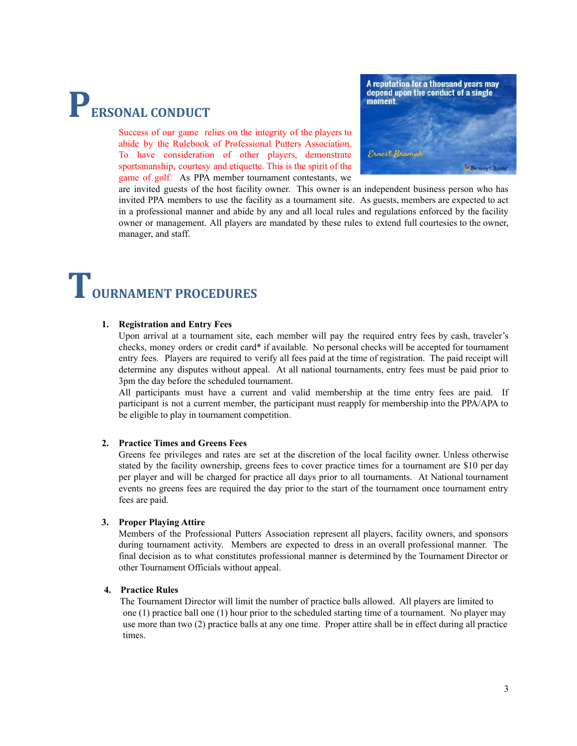# PERSONAL CONDUCT

Success of our game relies on the integrity of the players to abide by the Rulebook of Professional Putters Association. To have consideration of other players, demonstrate sportsmanship, courtesy and etiquette. This is the spirit of the game of golf. As PPA member tournament contestants, we are invited guests of the host facility owner. This owner is an independent business person who has invited PPA members to use the facility as a tournament site. As guests, members are expected to act in a professional manner and abide by any and all local rules and regulations enforced by the facility owner or management. All players are mandated by these rules to extend full courtesies to the owner, manager, and staff.

# TOURNAMENT PROCEDURES

1. **Registration and Entry Fees**
   Upon arrival at a tournament site, each member will pay the required entry fees by cash, traveler's checks, money orders or credit card* if available. No personal checks will be accepted for tournament entry fees. Players are required to verify all fees paid at the time of registration. The paid receipt will determine any disputes without appeal. At all national tournaments, entry fees must be paid prior to 3pm the day before the scheduled tournament.
   All participants must have a current and valid membership at the time entry fees are paid. If participant is not a current member, the participant must reapply for membership into the PPA/APA to be eligible to play in tournament competition.

2. **Practice Times and Greens Fees**
   Greens fee privileges and rates are set at the discretion of the local facility owner. Unless otherwise stated by the facility ownership, greens fees to cover practice times for a tournament are $10 per day per player and will be charged for practice all days prior to all tournaments. At National tournament events no greens fees are required the day prior to the start of the tournament once tournament entry fees are paid.

3. **Proper Playing Attire**
   Members of the Professional Putters Association represent all players, facility owners, and sponsors during tournament activity. Members are expected to dress in an overall professional manner. The final decision as to what constitutes professional manner is determined by the Tournament Director or other Tournament Officials without appeal.

4. **Practice Rules**
   The Tournament Director will limit the number of practice balls allowed. All players are limited to one (1) practice ball one (1) hour prior to the scheduled starting time of a tournament. No player may use more than two (2) practice balls at any one time. Proper attire shall be in effect during all practice times.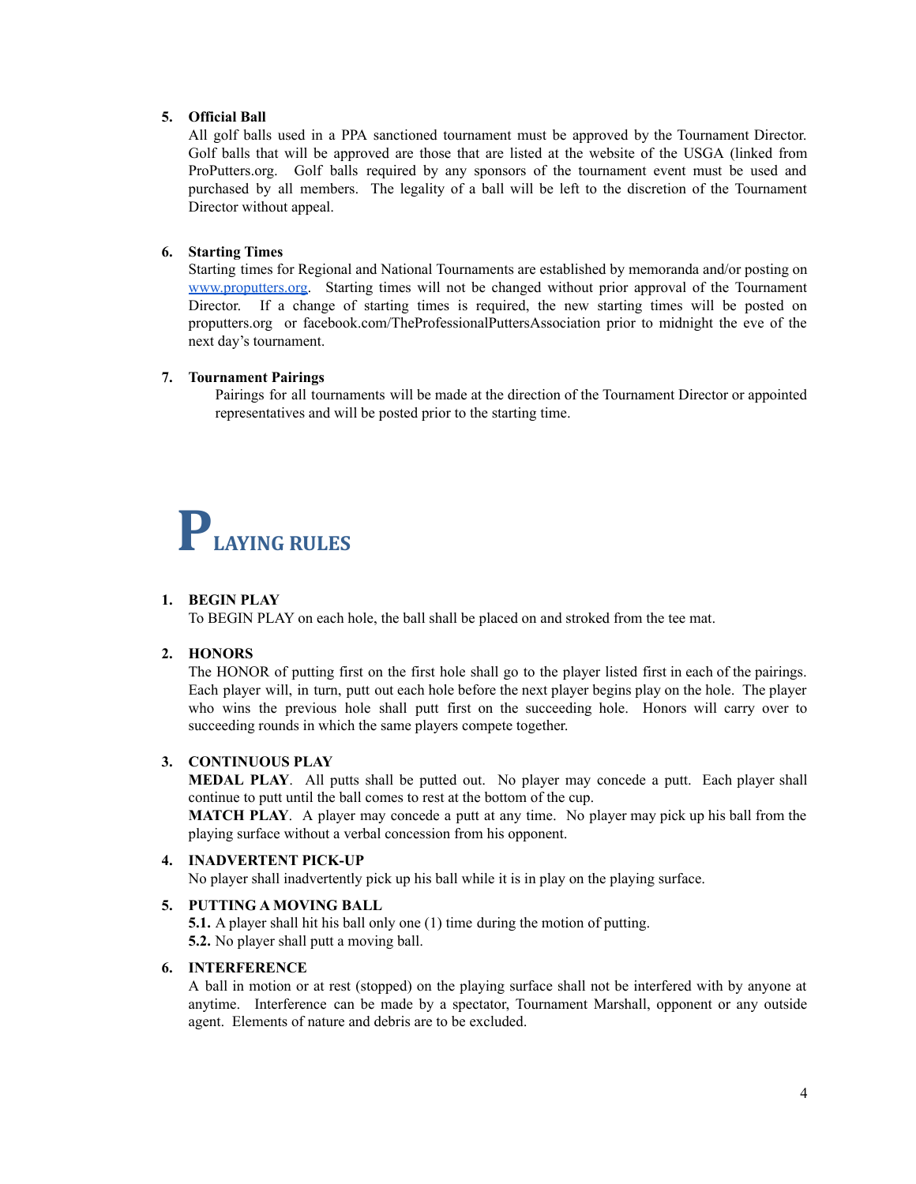5. **Official Ball**
   All golf balls used in a PPA sanctioned tournament must be approved by the Tournament Director. Golf balls that will be approved are those that are listed at the website of the USGA (linked from ProPutters.org. Golf balls required by any sponsors of the tournament event must be used and purchased by all members. The legality of a ball will be left to the discretion of the Tournament Director without appeal.

6. **Starting Times**
   Starting times for Regional and National Tournaments are established by memoranda and/or posting on [www.proputters.org](http://www.proputters.org). Starting times will not be changed without prior approval of the Tournament Director. If a change of starting times is required, the new starting times will be posted on proputters.org or facebook.com/TheProfessionalPuttersAssociation prior to midnight the eve of the next day's tournament.

7. **Tournament Pairings**
   Pairings for all tournaments will be made at the direction of the Tournament Director or appointed representatives and will be posted prior to the starting time.

# PLAYING RULES

1. **BEGIN PLAY**
   To BEGIN PLAY on each hole, the ball shall be placed on and stroked from the tee mat.

2. **HONORS**
   The HONOR of putting first on the first hole shall go to the player listed first in each of the pairings. Each player will, in turn, putt out each hole before the next player begins play on the hole. The player who wins the previous hole shall putt first on the succeeding hole. Honors will carry over to succeeding rounds in which the same players compete together.

3. **CONTINUOUS PLAY**
   **MEDAL PLAY**. All putts shall be putted out. No player may concede a putt. Each player shall continue to putt until the ball comes to rest at the bottom of the cup.
   **MATCH PLAY**. A player may concede a putt at any time. No player may pick up his ball from the playing surface without a verbal concession from his opponent.

4. **INADVERTENT PICK-UP**
   No player shall inadvertently pick up his ball while it is in play on the playing surface.

5. **PUTTING A MOVING BALL**
   **5.1.** A player shall hit his ball only one (1) time during the motion of putting.
   **5.2.** No player shall putt a moving ball.

6. **INTERFERENCE**
   A ball in motion or at rest (stopped) on the playing surface shall not be interfered with by anyone at anytime. Interference can be made by a spectator, Tournament Marshall, opponent or any outside agent. Elements of nature and debris are to be excluded.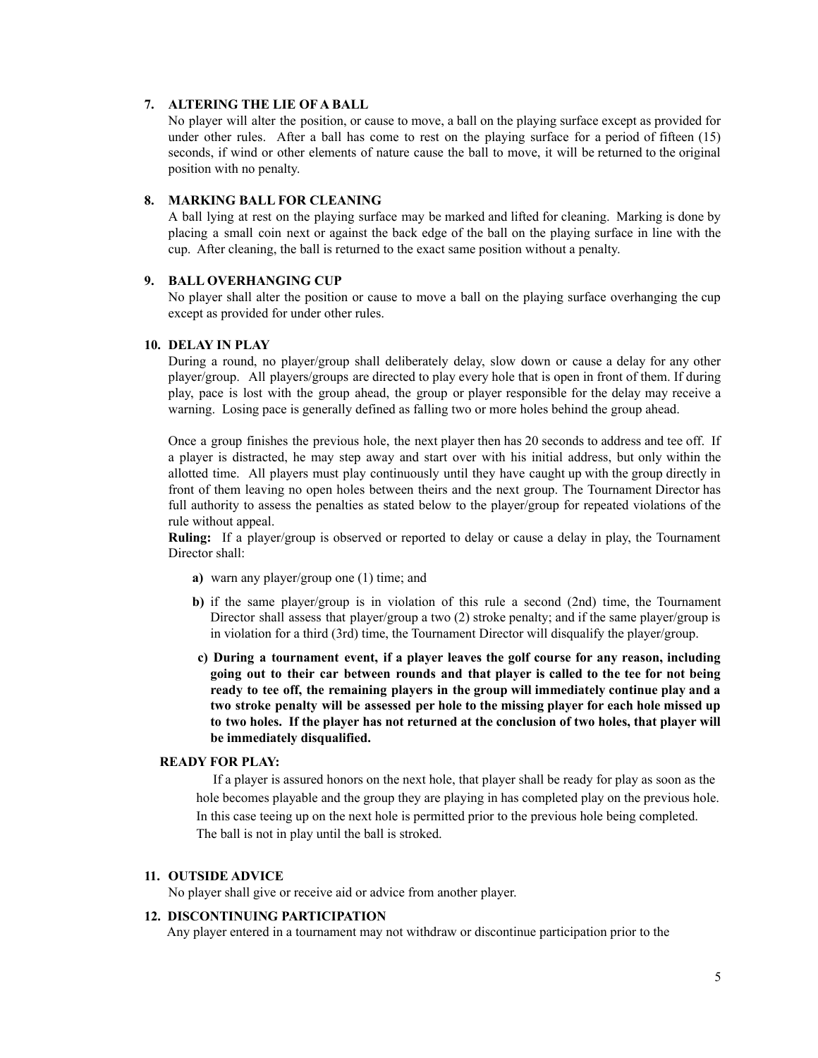### 7. ALTERING THE LIE OF A BALL

No player will alter the position, or cause to move, a ball on the playing surface except as provided for under other rules. After a ball has come to rest on the playing surface for a period of fifteen (15) seconds, if wind or other elements of nature cause the ball to move, it will be returned to the original position with no penalty.

### 8. MARKING BALL FOR CLEANING

A ball lying at rest on the playing surface may be marked and lifted for cleaning. Marking is done by placing a small coin next or against the back edge of the ball on the playing surface in line with the cup. After cleaning, the ball is returned to the exact same position without a penalty.

### 9. BALL OVERHANGING CUP

No player shall alter the position or cause to move a ball on the playing surface overhanging the cup except as provided for under other rules.

### 10. DELAY IN PLAY

During a round, no player/group shall deliberately delay, slow down or cause a delay for any other player/group. All players/groups are directed to play every hole that is open in front of them. If during play, pace is lost with the group ahead, the group or player responsible for the delay may receive a warning. Losing pace is generally defined as falling two or more holes behind the group ahead.

Once a group finishes the previous hole, the next player then has 20 seconds to address and tee off. If a player is distracted, he may step away and start over with his initial address, but only within the allotted time. All players must play continuously until they have caught up with the group directly in front of them leaving no open holes between theirs and the next group. The Tournament Director has full authority to assess the penalties as stated below to the player/group for repeated violations of the rule without appeal.

**Ruling:** If a player/group is observed or reported to delay or cause a delay in play, the Tournament Director shall:

- **a)** warn any player/group one (1) time; and
- **b)** if the same player/group is in violation of this rule a second (2nd) time, the Tournament Director shall assess that player/group a two (2) stroke penalty; and if the same player/group is in violation for a third (3rd) time, the Tournament Director will disqualify the player/group.
- **c) During a tournament event, if a player leaves the golf course for any reason, including going out to their car between rounds and that player is called to the tee for not being ready to tee off, the remaining players in the group will immediately continue play and a two stroke penalty will be assessed per hole to the missing player for each hole missed up to two holes. If the player has not returned at the conclusion of two holes, that player will be immediately disqualified.**

**READY FOR PLAY:**

If a player is assured honors on the next hole, that player shall be ready for play as soon as the hole becomes playable and the group they are playing in has completed play on the previous hole. In this case teeing up on the next hole is permitted prior to the previous hole being completed. The ball is not in play until the ball is stroked.

### 11. OUTSIDE ADVICE

No player shall give or receive aid or advice from another player.

### 12. DISCONTINUING PARTICIPATION

Any player entered in a tournament may not withdraw or discontinue participation prior to the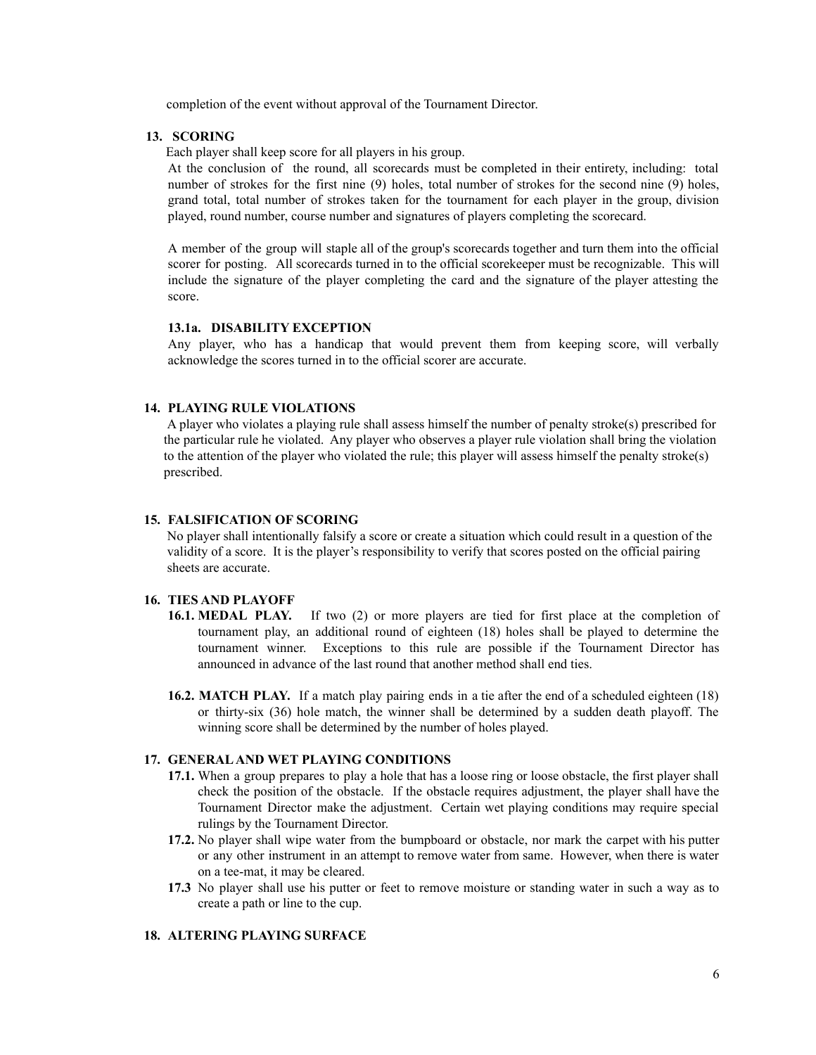completion of the event without approval of the Tournament Director.

## 13. SCORING

Each player shall keep score for all players in his group.

At the conclusion of the round, all scorecards must be completed in their entirety, including: total number of strokes for the first nine (9) holes, total number of strokes for the second nine (9) holes, grand total, total number of strokes taken for the tournament for each player in the group, division played, round number, course number and signatures of players completing the scorecard.

A member of the group will staple all of the group's scorecards together and turn them into the official scorer for posting. All scorecards turned in to the official scorekeeper must be recognizable. This will include the signature of the player completing the card and the signature of the player attesting the score.

### 13.1a. DISABILITY EXCEPTION

Any player, who has a handicap that would prevent them from keeping score, will verbally acknowledge the scores turned in to the official scorer are accurate.

## 14. PLAYING RULE VIOLATIONS

A player who violates a playing rule shall assess himself the number of penalty stroke(s) prescribed for the particular rule he violated. Any player who observes a player rule violation shall bring the violation to the attention of the player who violated the rule; this player will assess himself the penalty stroke(s) prescribed.

## 15. FALSIFICATION OF SCORING

No player shall intentionally falsify a score or create a situation which could result in a question of the validity of a score. It is the player's responsibility to verify that scores posted on the official pairing sheets are accurate.

## 16. TIES AND PLAYOFF

**16.1. MEDAL PLAY.** If two (2) or more players are tied for first place at the completion of tournament play, an additional round of eighteen (18) holes shall be played to determine the tournament winner. Exceptions to this rule are possible if the Tournament Director has announced in advance of the last round that another method shall end ties.

**16.2. MATCH PLAY.** If a match play pairing ends in a tie after the end of a scheduled eighteen (18) or thirty-six (36) hole match, the winner shall be determined by a sudden death playoff. The winning score shall be determined by the number of holes played.

## 17. GENERAL AND WET PLAYING CONDITIONS

**17.1.** When a group prepares to play a hole that has a loose ring or loose obstacle, the first player shall check the position of the obstacle. If the obstacle requires adjustment, the player shall have the Tournament Director make the adjustment. Certain wet playing conditions may require special rulings by the Tournament Director.

**17.2.** No player shall wipe water from the bumpboard or obstacle, nor mark the carpet with his putter or any other instrument in an attempt to remove water from same. However, when there is water on a tee-mat, it may be cleared.

**17.3** No player shall use his putter or feet to remove moisture or standing water in such a way as to create a path or line to the cup.

## 18. ALTERING PLAYING SURFACE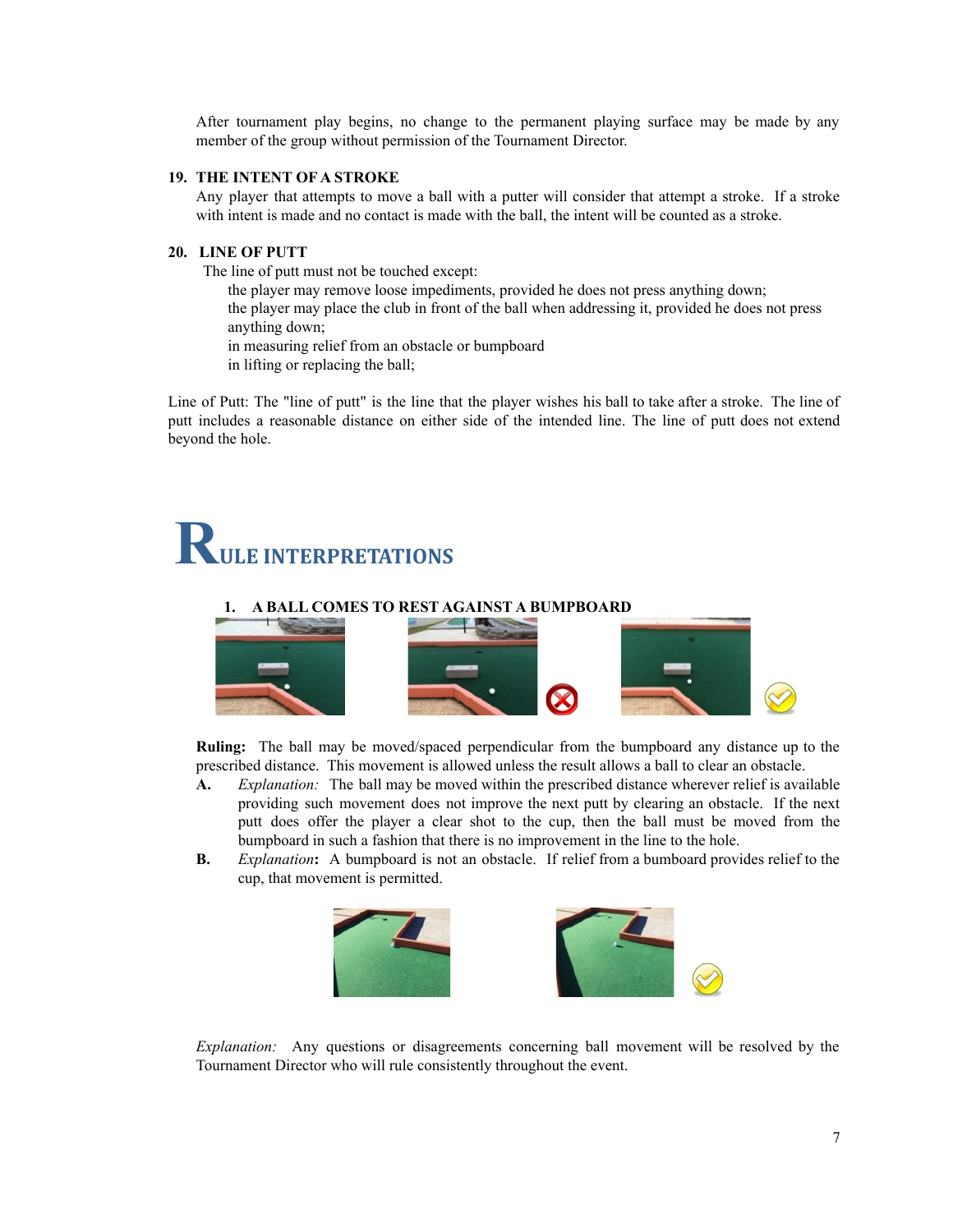After tournament play begins, no change to the permanent playing surface may be made by any member of the group without permission of the Tournament Director.

**19. THE INTENT OF A STROKE**

Any player that attempts to move a ball with a putter will consider that attempt a stroke. If a stroke with intent is made and no contact is made with the ball, the intent will be counted as a stroke.

**20. LINE OF PUTT**

The line of putt must not be touched except:

the player may remove loose impediments, provided he does not press anything down;
the player may place the club in front of the ball when addressing it, provided he does not press anything down;
in measuring relief from an obstacle or bumpboard
in lifting or replacing the ball;

Line of Putt: The "line of putt" is the line that the player wishes his ball to take after a stroke. The line of putt includes a reasonable distance on either side of the intended line. The line of putt does not extend beyond the hole.

# RULE INTERPRETATIONS

**1. A BALL COMES TO REST AGAINST A BUMPBOARD**

**Ruling:** The ball may be moved/spaced perpendicular from the bumpboard any distance up to the prescribed distance. This movement is allowed unless the result allows a ball to clear an obstacle.

**A.** *Explanation:* The ball may be moved within the prescribed distance wherever relief is available providing such movement does not improve the next putt by clearing an obstacle. If the next putt does offer the player a clear shot to the cup, then the ball must be moved from the bumpboard in such a fashion that there is no improvement in the line to the hole.

**B.** *Explanation*: A bumpboard is not an obstacle. If relief from a bumboard provides relief to the cup, that movement is permitted.

*Explanation:* Any questions or disagreements concerning ball movement will be resolved by the Tournament Director who will rule consistently throughout the event.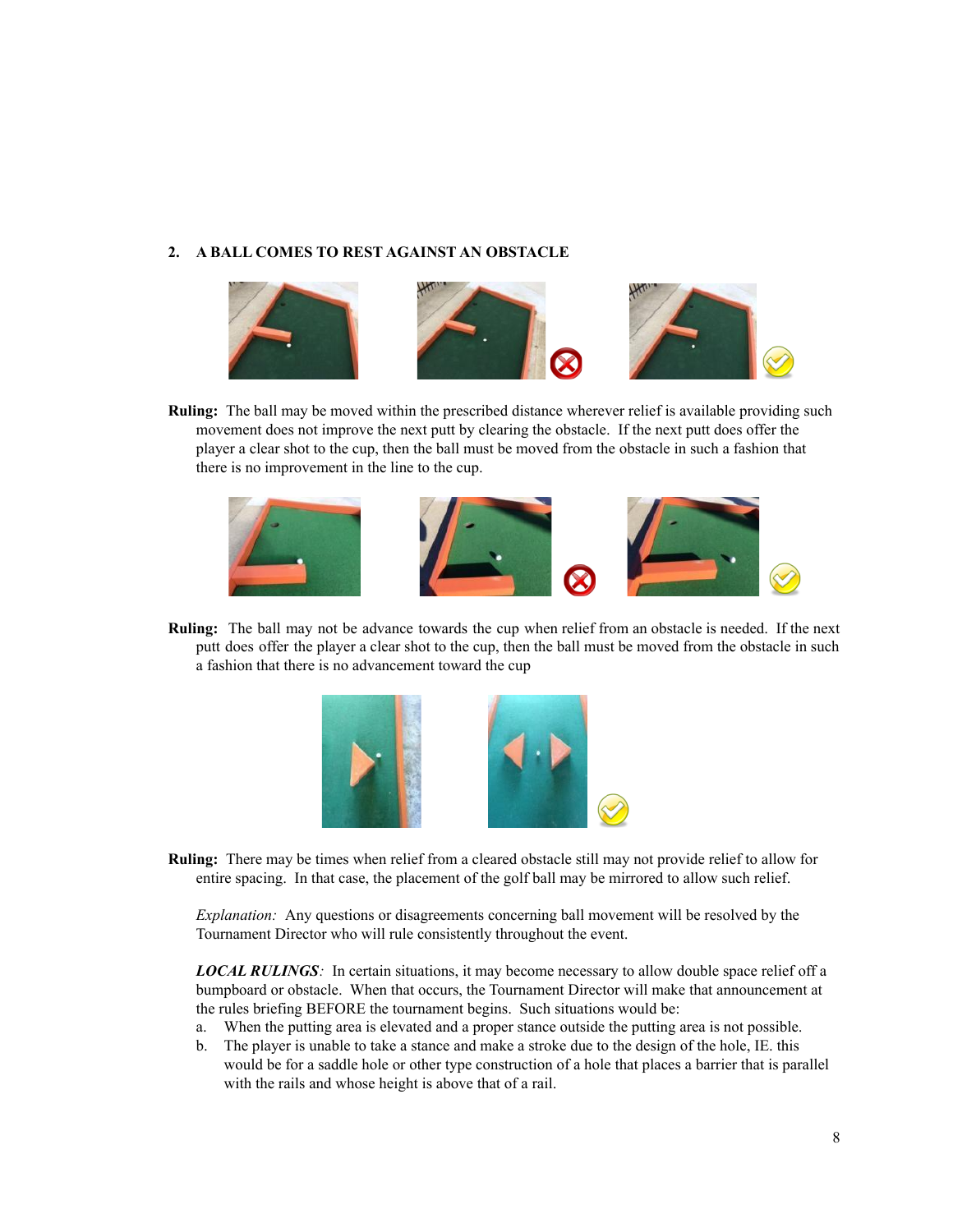## 2. A BALL COMES TO REST AGAINST AN OBSTACLE

**Ruling:** The ball may be moved within the prescribed distance wherever relief is available providing such movement does not improve the next putt by clearing the obstacle. If the next putt does offer the player a clear shot to the cup, then the ball must be moved from the obstacle in such a fashion that there is no improvement in the line to the cup.

**Ruling:** The ball may not be advance towards the cup when relief from an obstacle is needed. If the next putt does offer the player a clear shot to the cup, then the ball must be moved from the obstacle in such a fashion that there is no advancement toward the cup

**Ruling:** There may be times when relief from a cleared obstacle still may not provide relief to allow for entire spacing. In that case, the placement of the golf ball may be mirrored to allow such relief.

*Explanation:* Any questions or disagreements concerning ball movement will be resolved by the Tournament Director who will rule consistently throughout the event.

***LOCAL RULINGS***: In certain situations, it may become necessary to allow double space relief off a bumpboard or obstacle. When that occurs, the Tournament Director will make that announcement at the rules briefing BEFORE the tournament begins. Such situations would be:

a. When the putting area is elevated and a proper stance outside the putting area is not possible.
b. The player is unable to take a stance and make a stroke due to the design of the hole, IE. this would be for a saddle hole or other type construction of a hole that places a barrier that is parallel with the rails and whose height is above that of a rail.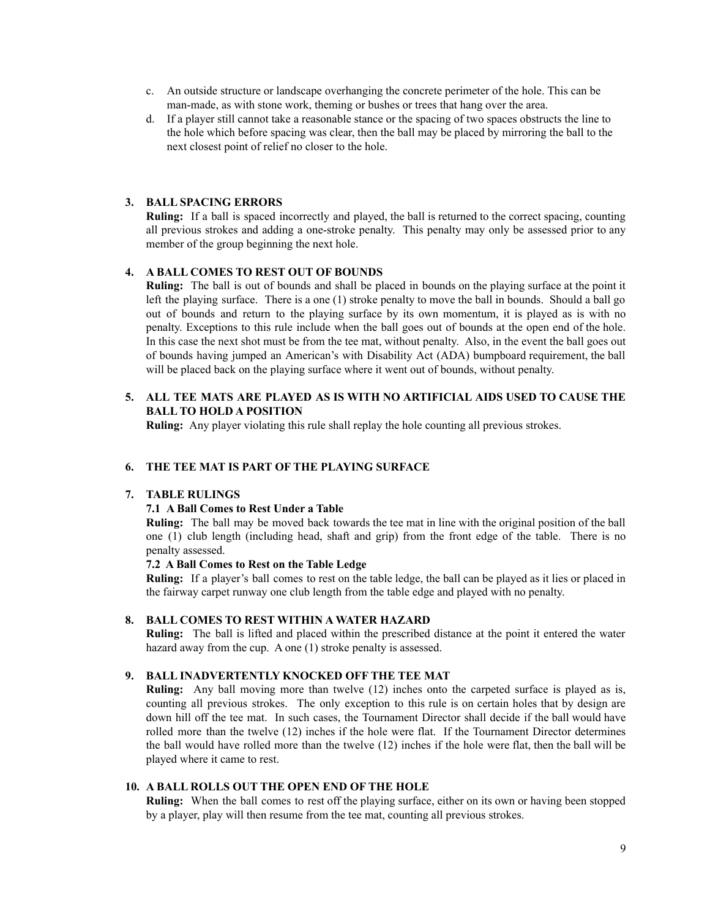c. An outside structure or landscape overhanging the concrete perimeter of the hole. This can be man-made, as with stone work, theming or bushes or trees that hang over the area.
d. If a player still cannot take a reasonable stance or the spacing of two spaces obstructs the line to the hole which before spacing was clear, then the ball may be placed by mirroring the ball to the next closest point of relief no closer to the hole.

### 3. BALL SPACING ERRORS

**Ruling:** If a ball is spaced incorrectly and played, the ball is returned to the correct spacing, counting all previous strokes and adding a one-stroke penalty. This penalty may only be assessed prior to any member of the group beginning the next hole.

### 4. A BALL COMES TO REST OUT OF BOUNDS

**Ruling:** The ball is out of bounds and shall be placed in bounds on the playing surface at the point it left the playing surface. There is a one (1) stroke penalty to move the ball in bounds. Should a ball go out of bounds and return to the playing surface by its own momentum, it is played as is with no penalty. Exceptions to this rule include when the ball goes out of bounds at the open end of the hole. In this case the next shot must be from the tee mat, without penalty. Also, in the event the ball goes out of bounds having jumped an American's with Disability Act (ADA) bumpboard requirement, the ball will be placed back on the playing surface where it went out of bounds, without penalty.

### 5. ALL TEE MATS ARE PLAYED AS IS WITH NO ARTIFICIAL AIDS USED TO CAUSE THE BALL TO HOLD A POSITION

**Ruling:** Any player violating this rule shall replay the hole counting all previous strokes.

### 6. THE TEE MAT IS PART OF THE PLAYING SURFACE

### 7. TABLE RULINGS

#### 7.1 A Ball Comes to Rest Under a Table

**Ruling:** The ball may be moved back towards the tee mat in line with the original position of the ball one (1) club length (including head, shaft and grip) from the front edge of the table. There is no penalty assessed.

#### 7.2 A Ball Comes to Rest on the Table Ledge

**Ruling:** If a player's ball comes to rest on the table ledge, the ball can be played as it lies or placed in the fairway carpet runway one club length from the table edge and played with no penalty.

### 8. BALL COMES TO REST WITHIN A WATER HAZARD

**Ruling:** The ball is lifted and placed within the prescribed distance at the point it entered the water hazard away from the cup. A one (1) stroke penalty is assessed.

### 9. BALL INADVERTENTLY KNOCKED OFF THE TEE MAT

**Ruling:** Any ball moving more than twelve (12) inches onto the carpeted surface is played as is, counting all previous strokes. The only exception to this rule is on certain holes that by design are down hill off the tee mat. In such cases, the Tournament Director shall decide if the ball would have rolled more than the twelve (12) inches if the hole were flat. If the Tournament Director determines the ball would have rolled more than the twelve (12) inches if the hole were flat, then the ball will be played where it came to rest.

### 10. A BALL ROLLS OUT THE OPEN END OF THE HOLE

**Ruling:** When the ball comes to rest off the playing surface, either on its own or having been stopped by a player, play will then resume from the tee mat, counting all previous strokes.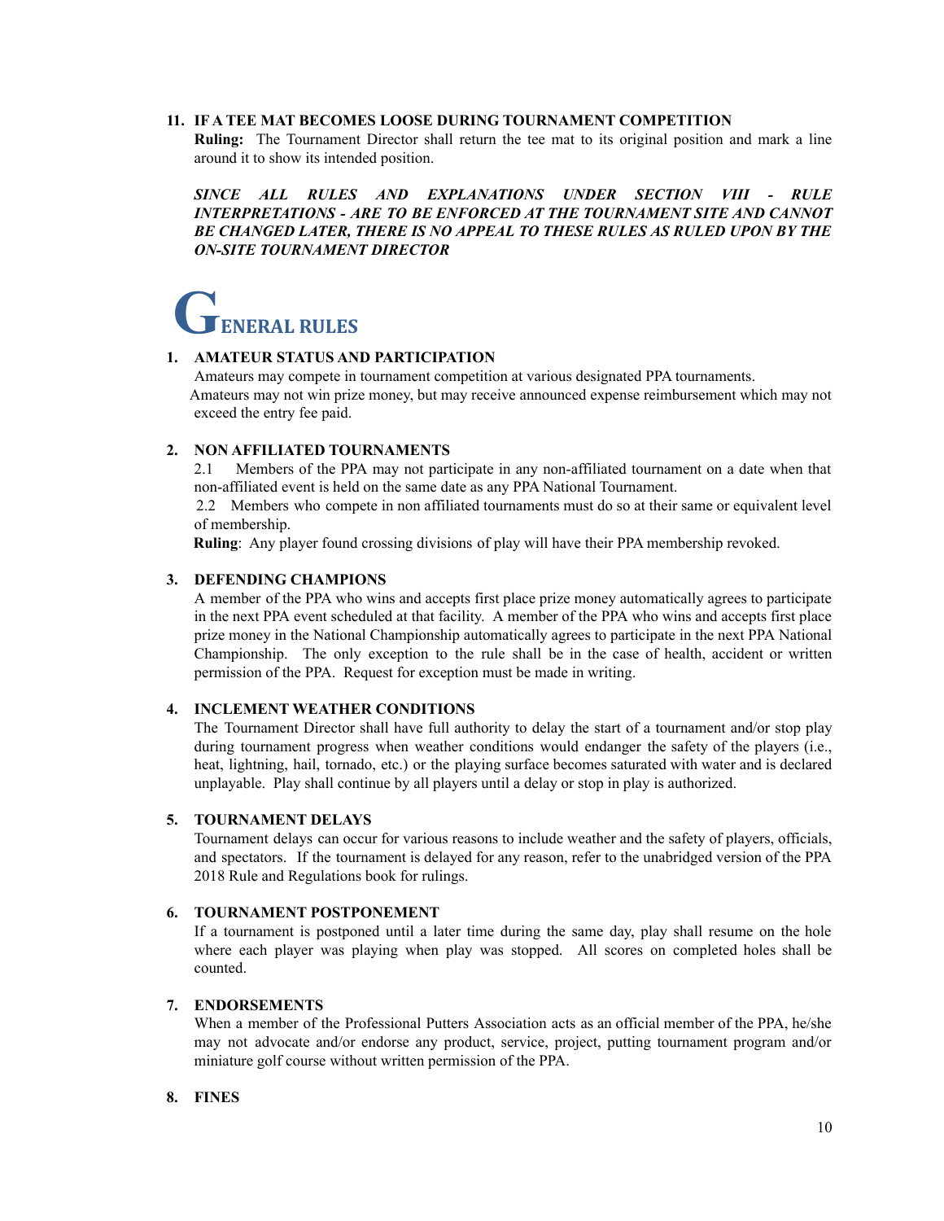**11. IF A TEE MAT BECOMES LOOSE DURING TOURNAMENT COMPETITION**

**Ruling:** The Tournament Director shall return the tee mat to its original position and mark a line around it to show its intended position.

***SINCE ALL RULES AND EXPLANATIONS UNDER SECTION VIII - RULE INTERPRETATIONS - ARE TO BE ENFORCED AT THE TOURNAMENT SITE AND CANNOT BE CHANGED LATER, THERE IS NO APPEAL TO THESE RULES AS RULED UPON BY THE ON-SITE TOURNAMENT DIRECTOR***

# GENERAL RULES

**1. AMATEUR STATUS AND PARTICIPATION**

Amateurs may compete in tournament competition at various designated PPA tournaments. Amateurs may not win prize money, but may receive announced expense reimbursement which may not exceed the entry fee paid.

**2. NON AFFILIATED TOURNAMENTS**

2.1 Members of the PPA may not participate in any non-affiliated tournament on a date when that non-affiliated event is held on the same date as any PPA National Tournament.

2.2 Members who compete in non affiliated tournaments must do so at their same or equivalent level of membership.

**Ruling**: Any player found crossing divisions of play will have their PPA membership revoked.

**3. DEFENDING CHAMPIONS**

A member of the PPA who wins and accepts first place prize money automatically agrees to participate in the next PPA event scheduled at that facility. A member of the PPA who wins and accepts first place prize money in the National Championship automatically agrees to participate in the next PPA National Championship. The only exception to the rule shall be in the case of health, accident or written permission of the PPA. Request for exception must be made in writing.

**4. INCLEMENT WEATHER CONDITIONS**

The Tournament Director shall have full authority to delay the start of a tournament and/or stop play during tournament progress when weather conditions would endanger the safety of the players (i.e., heat, lightning, hail, tornado, etc.) or the playing surface becomes saturated with water and is declared unplayable. Play shall continue by all players until a delay or stop in play is authorized.

**5. TOURNAMENT DELAYS**

Tournament delays can occur for various reasons to include weather and the safety of players, officials, and spectators. If the tournament is delayed for any reason, refer to the unabridged version of the PPA 2018 Rule and Regulations book for rulings.

**6. TOURNAMENT POSTPONEMENT**

If a tournament is postponed until a later time during the same day, play shall resume on the hole where each player was playing when play was stopped. All scores on completed holes shall be counted.

**7. ENDORSEMENTS**

When a member of the Professional Putters Association acts as an official member of the PPA, he/she may not advocate and/or endorse any product, service, project, putting tournament program and/or miniature golf course without written permission of the PPA.

**8. FINES**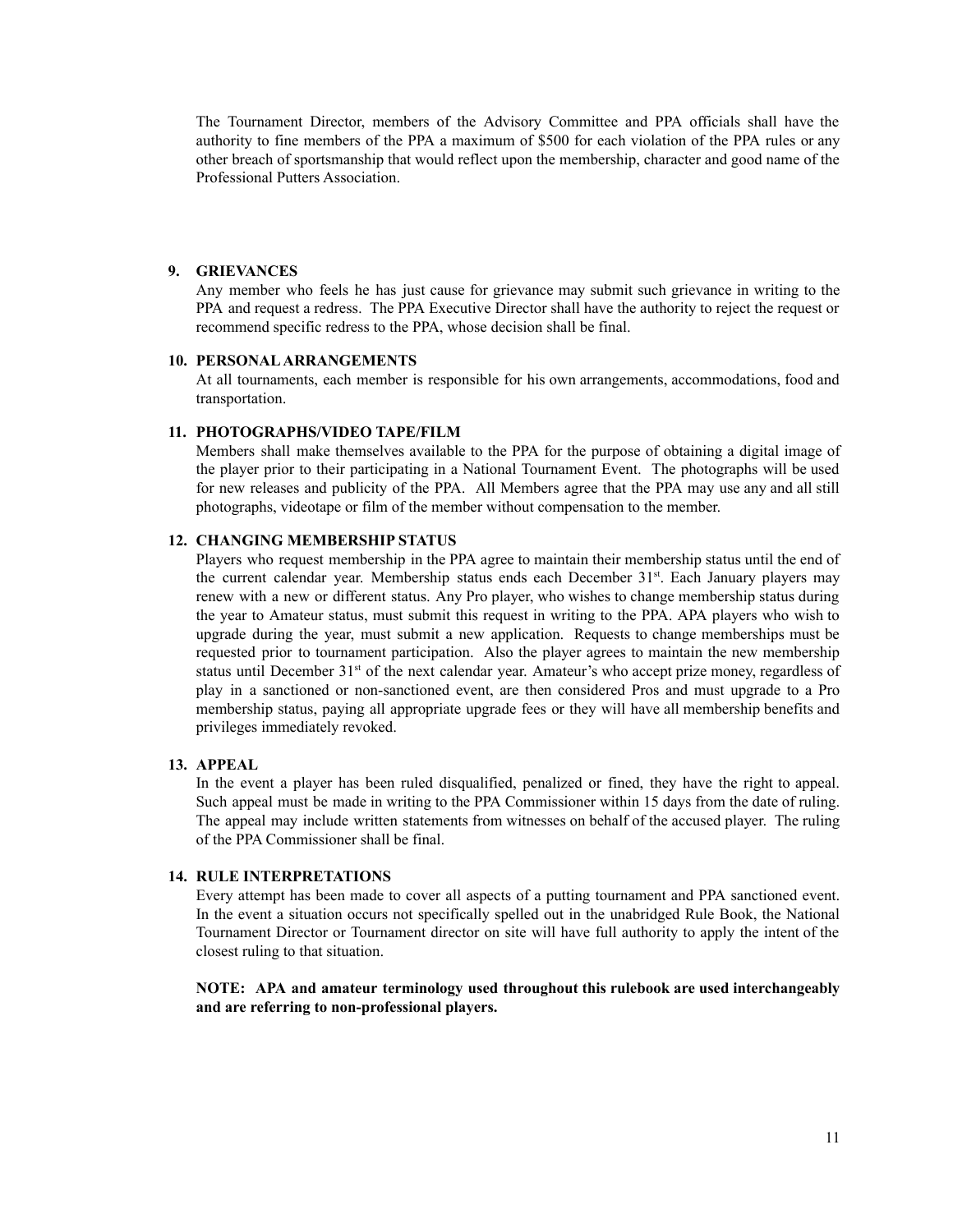The Tournament Director, members of the Advisory Committee and PPA officials shall have the authority to fine members of the PPA a maximum of $500 for each violation of the PPA rules or any other breach of sportsmanship that would reflect upon the membership, character and good name of the Professional Putters Association.

### 9. GRIEVANCES

Any member who feels he has just cause for grievance may submit such grievance in writing to the PPA and request a redress. The PPA Executive Director shall have the authority to reject the request or recommend specific redress to the PPA, whose decision shall be final.

### 10. PERSONAL ARRANGEMENTS

At all tournaments, each member is responsible for his own arrangements, accommodations, food and transportation.

### 11. PHOTOGRAPHS/VIDEO TAPE/FILM

Members shall make themselves available to the PPA for the purpose of obtaining a digital image of the player prior to their participating in a National Tournament Event. The photographs will be used for new releases and publicity of the PPA. All Members agree that the PPA may use any and all still photographs, videotape or film of the member without compensation to the member.

### 12. CHANGING MEMBERSHIP STATUS

Players who request membership in the PPA agree to maintain their membership status until the end of the current calendar year. Membership status ends each December 31st. Each January players may renew with a new or different status. Any Pro player, who wishes to change membership status during the year to Amateur status, must submit this request in writing to the PPA. APA players who wish to upgrade during the year, must submit a new application. Requests to change memberships must be requested prior to tournament participation. Also the player agrees to maintain the new membership status until December 31st of the next calendar year. Amateur's who accept prize money, regardless of play in a sanctioned or non-sanctioned event, are then considered Pros and must upgrade to a Pro membership status, paying all appropriate upgrade fees or they will have all membership benefits and privileges immediately revoked.

### 13. APPEAL

In the event a player has been ruled disqualified, penalized or fined, they have the right to appeal. Such appeal must be made in writing to the PPA Commissioner within 15 days from the date of ruling. The appeal may include written statements from witnesses on behalf of the accused player. The ruling of the PPA Commissioner shall be final.

### 14. RULE INTERPRETATIONS

Every attempt has been made to cover all aspects of a putting tournament and PPA sanctioned event. In the event a situation occurs not specifically spelled out in the unabridged Rule Book, the National Tournament Director or Tournament director on site will have full authority to apply the intent of the closest ruling to that situation.

**NOTE: APA and amateur terminology used throughout this rulebook are used interchangeably and are referring to non-professional players.**